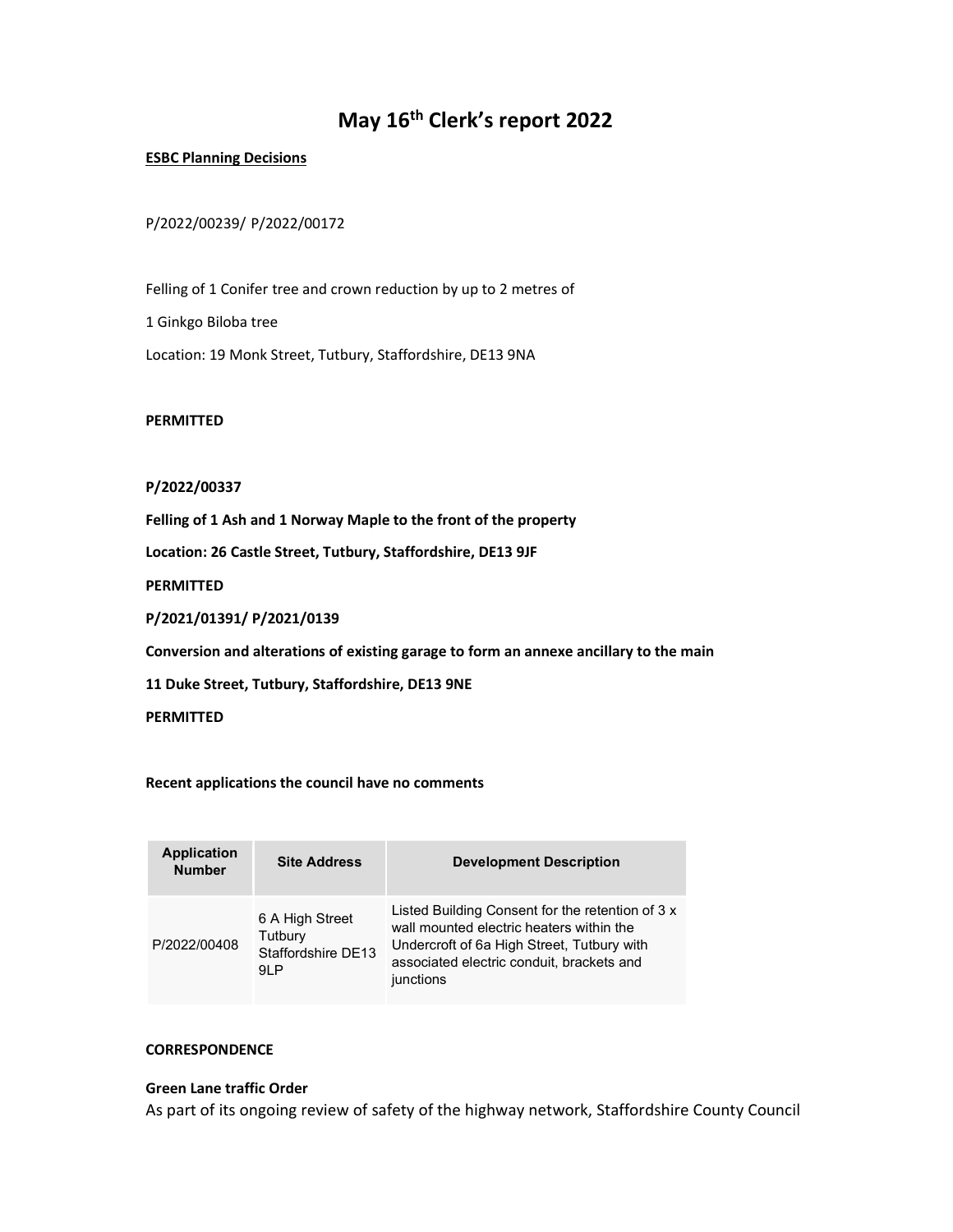# May 16th Clerk's report 2022

**ESBC Planning Decisions**

P/2022/00239/ P/2022/00172

Felling of 1 Conifer tree and crown reduction by up to 2 metres of

1 Ginkgo Biloba tree

Location: 19 Monk Street, Tutbury, Staffordshire, DE13 9NA

**PERMITTED**

**P/2022/00337**

**Felling of 1 Ash and 1 Norway Maple to the front of the property**

**Location: 26 Castle Street, Tutbury, Staffordshire, DE13 9JF**

**PERMITTED**

**P/2021/01391/ P/2021/0139**

**Conversion and alterations of existing garage to form an annexe ancillary to the main**

**11 Duke Street, Tutbury, Staffordshire, DE13 9NE**

**PERMITTED**

**Recent applications the council have no comments**

| Application Number | Site Address | Development Description |
|---|---|---|
| P/2022/00408 | 6 A High Street Tutbury Staffordshire DE13 9LP | Listed Building Consent for the retention of 3 x wall mounted electric heaters within the Undercroft of 6a High Street, Tutbury with associated electric conduit, brackets and junctions |

**CORRESPONDENCE**

**Green Lane traffic Order**

As part of its ongoing review of safety of the highway network, Staffordshire County Council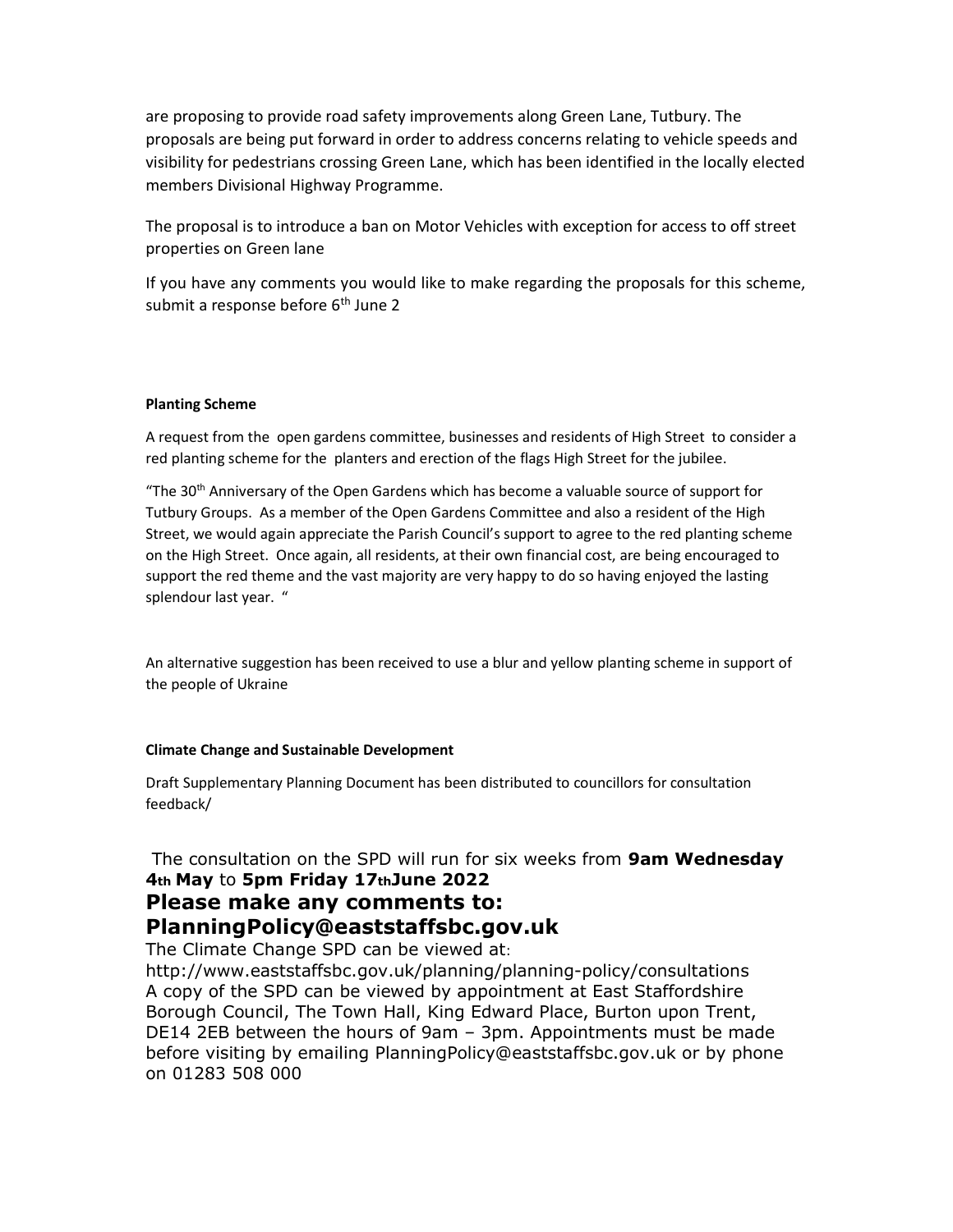are proposing to provide road safety improvements along Green Lane, Tutbury. The proposals are being put forward in order to address concerns relating to vehicle speeds and visibility for pedestrians crossing Green Lane, which has been identified in the locally elected members Divisional Highway Programme.

The proposal is to introduce a ban on Motor Vehicles with exception for access to off street properties on Green lane

If you have any comments you would like to make regarding the proposals for this scheme, submit a response before 6th June 2

**Planting Scheme**

A request from the open gardens committee, businesses and residents of High Street to consider a red planting scheme for the planters and erection of the flags High Street for the jubilee.

"The 30th Anniversary of the Open Gardens which has become a valuable source of support for Tutbury Groups. As a member of the Open Gardens Committee and also a resident of the High Street, we would again appreciate the Parish Council's support to agree to the red planting scheme on the High Street. Once again, all residents, at their own financial cost, are being encouraged to support the red theme and the vast majority are very happy to do so having enjoyed the lasting splendour last year. "

An alternative suggestion has been received to use a blur and yellow planting scheme in support of the people of Ukraine

**Climate Change and Sustainable Development**

Draft Supplementary Planning Document has been distributed to councillors for consultation feedback/

The consultation on the SPD will run for six weeks from **9am Wednesday 4th May** to **5pm Friday 17th June 2022**

**Please make any comments to: PlanningPolicy@eaststaffsbc.gov.uk**

The Climate Change SPD can be viewed at: http://www.eaststaffsbc.gov.uk/planning/planning-policy/consultations

A copy of the SPD can be viewed by appointment at East Staffordshire Borough Council, The Town Hall, King Edward Place, Burton upon Trent, DE14 2EB between the hours of 9am – 3pm. Appointments must be made before visiting by emailing PlanningPolicy@eaststaffsbc.gov.uk or by phone on 01283 508 000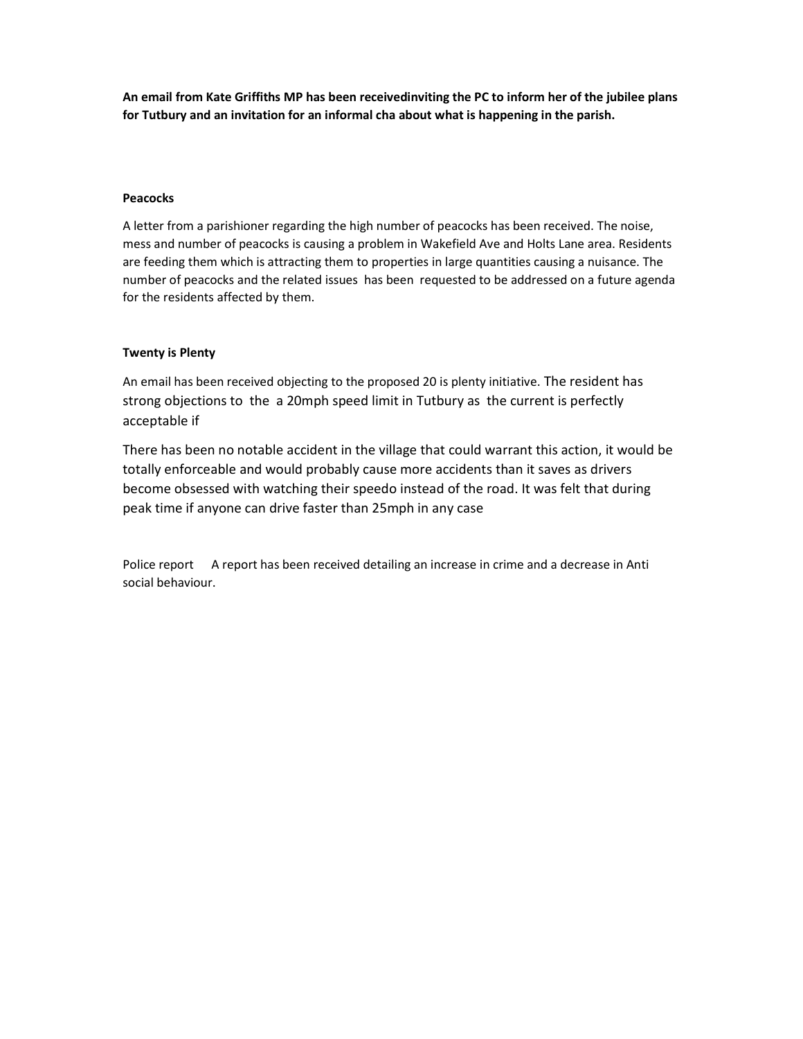**An email from Kate Griffiths MP has been receivedinviting the PC to inform her of the jubilee plans for Tutbury and an invitation for an informal cha about what is happening in the parish.**

**Peacocks**

A letter from a parishioner regarding the high number of peacocks has been received. The noise, mess and number of peacocks is causing a problem in Wakefield Ave and Holts Lane area. Residents are feeding them which is attracting them to properties in large quantities causing a nuisance. The number of peacocks and the related issues has been requested to be addressed on a future agenda for the residents affected by them.

**Twenty is Plenty**

An email has been received objecting to the proposed 20 is plenty initiative. The resident has strong objections to the a 20mph speed limit in Tutbury as the current is perfectly acceptable if

There has been no notable accident in the village that could warrant this action, it would be totally enforceable and would probably cause more accidents than it saves as drivers become obsessed with watching their speedo instead of the road. It was felt that during peak time if anyone can drive faster than 25mph in any case

Police report A report has been received detailing an increase in crime and a decrease in Anti social behaviour.